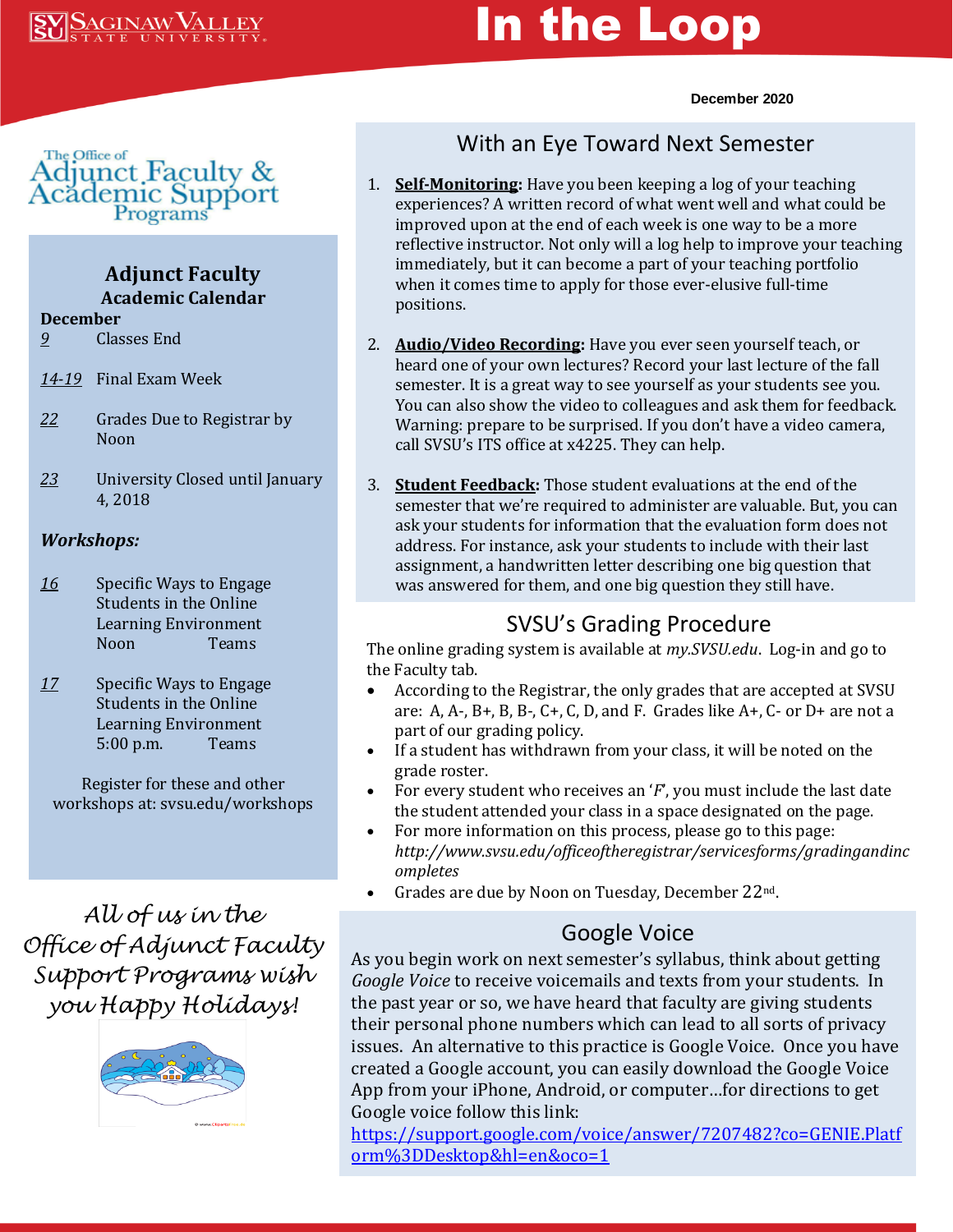# In the Loop

**December 2020**

The Office of Adjunct Faculty & Academic Support Programs

## Adjunct Faculty Academic Calendar

**December**

- 9 — Classes End
- 14-19 — Final Exam Week
- 22 — Grades Due to Registrar by Noon
- 23 — University Closed until January 4, 2018

***Workshops:***

- 16 — Specific Ways to Engage Students in the Online Learning Environment, Noon, Teams
- 17 — Specific Ways to Engage Students in the Online Learning Environment, 5:00 p.m., Teams

Register for these and other workshops at: svsu.edu/workshops

*All of us in the Office of Adjunct Faculty Support Programs wish you Happy Holidays!*

## With an Eye Toward Next Semester

1. **Self-Monitoring:** Have you been keeping a log of your teaching experiences? A written record of what went well and what could be improved upon at the end of each week is one way to be a more reflective instructor. Not only will a log help to improve your teaching immediately, but it can become a part of your teaching portfolio when it comes time to apply for those ever-elusive full-time positions.

2. **Audio/Video Recording:** Have you ever seen yourself teach, or heard one of your own lectures? Record your last lecture of the fall semester. It is a great way to see yourself as your students see you. You can also show the video to colleagues and ask them for feedback. Warning: prepare to be surprised. If you don't have a video camera, call SVSU's ITS office at x4225. They can help.

3. **Student Feedback:** Those student evaluations at the end of the semester that we're required to administer are valuable. But, you can ask your students for information that the evaluation form does not address. For instance, ask your students to include with their last assignment, a handwritten letter describing one big question that was answered for them, and one big question they still have.

## SVSU's Grading Procedure

The online grading system is available at *my.SVSU.edu*. Log-in and go to the Faculty tab.

- According to the Registrar, the only grades that are accepted at SVSU are: A, A-, B+, B, B-, C+, C, D, and F. Grades like A+, C- or D+ are not a part of our grading policy.
- If a student has withdrawn from your class, it will be noted on the grade roster.
- For every student who receives an '*F*', you must include the last date the student attended your class in a space designated on the page.
- For more information on this process, please go to this page: *http://www.svsu.edu/officeoftheregistrar/servicesforms/gradingandincompletes*
- Grades are due by Noon on Tuesday, December 22nd.

## Google Voice

As you begin work on next semester's syllabus, think about getting *Google Voice* to receive voicemails and texts from your students. In the past year or so, we have heard that faculty are giving students their personal phone numbers which can lead to all sorts of privacy issues. An alternative to this practice is Google Voice. Once you have created a Google account, you can easily download the Google Voice App from your iPhone, Android, or computer…for directions to get Google voice follow this link: https://support.google.com/voice/answer/7207482?co=GENIE.Platform%3DDesktop&hl=en&oco=1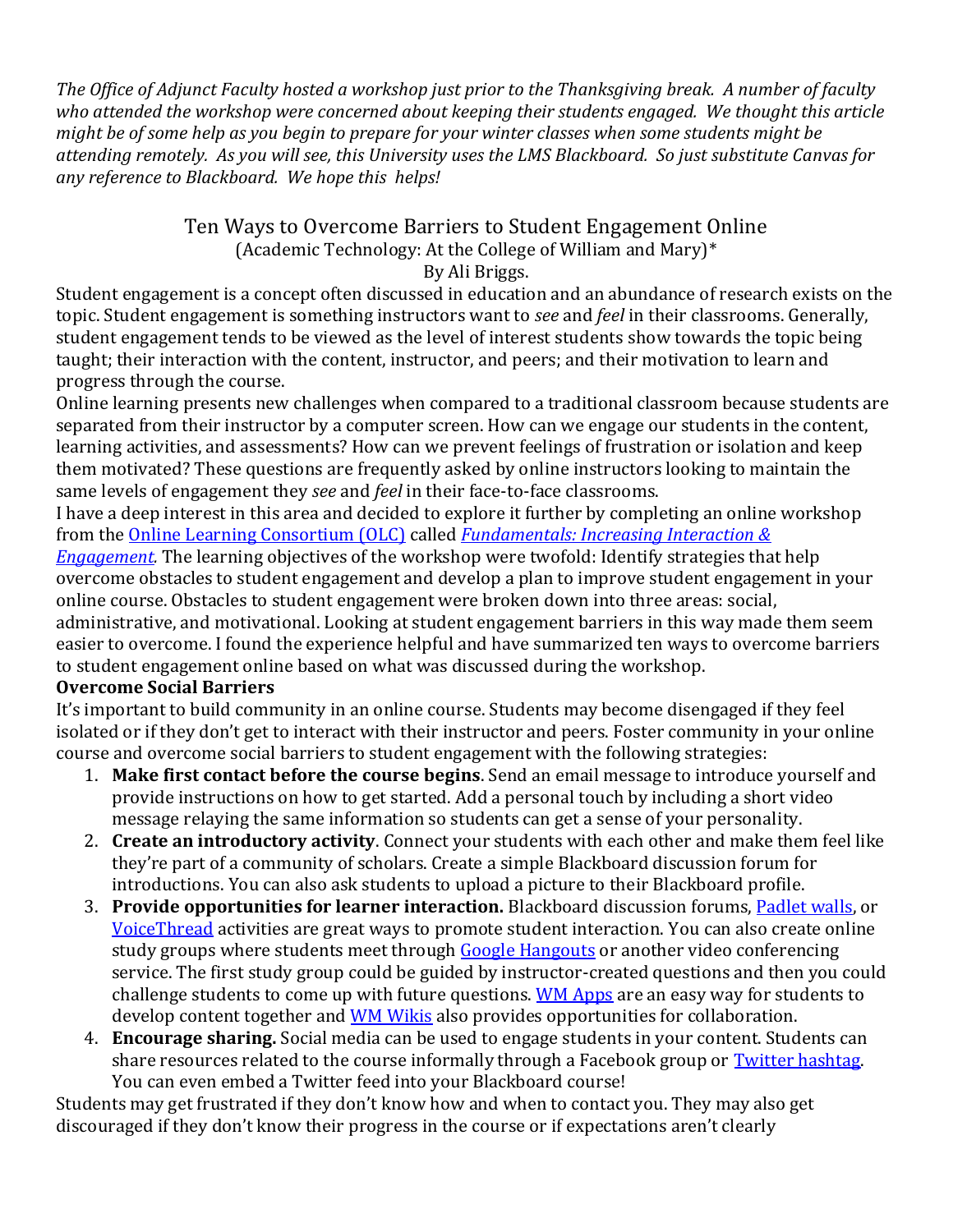*The Office of Adjunct Faculty hosted a workshop just prior to the Thanksgiving break. A number of faculty who attended the workshop were concerned about keeping their students engaged. We thought this article might be of some help as you begin to prepare for your winter classes when some students might be attending remotely. As you will see, this University uses the LMS Blackboard. So just substitute Canvas for any reference to Blackboard. We hope this helps!*

# Ten Ways to Overcome Barriers to Student Engagement Online

(Academic Technology: At the College of William and Mary)*

By Ali Briggs.

Student engagement is a concept often discussed in education and an abundance of research exists on the topic. Student engagement is something instructors want to *see* and *feel* in their classrooms. Generally, student engagement tends to be viewed as the level of interest students show towards the topic being taught; their interaction with the content, instructor, and peers; and their motivation to learn and progress through the course.

Online learning presents new challenges when compared to a traditional classroom because students are separated from their instructor by a computer screen. How can we engage our students in the content, learning activities, and assessments? How can we prevent feelings of frustration or isolation and keep them motivated? These questions are frequently asked by online instructors looking to maintain the same levels of engagement they *see* and *feel* in their face-to-face classrooms.

I have a deep interest in this area and decided to explore it further by completing an online workshop from the Online Learning Consortium (OLC) called *Fundamentals: Increasing Interaction & Engagement*. The learning objectives of the workshop were twofold: Identify strategies that help overcome obstacles to student engagement and develop a plan to improve student engagement in your online course. Obstacles to student engagement were broken down into three areas: social, administrative, and motivational. Looking at student engagement barriers in this way made them seem easier to overcome. I found the experience helpful and have summarized ten ways to overcome barriers to student engagement online based on what was discussed during the workshop.

**Overcome Social Barriers**

It's important to build community in an online course. Students may become disengaged if they feel isolated or if they don't get to interact with their instructor and peers. Foster community in your online course and overcome social barriers to student engagement with the following strategies:

1. **Make first contact before the course begins**. Send an email message to introduce yourself and provide instructions on how to get started. Add a personal touch by including a short video message relaying the same information so students can get a sense of your personality.
2. **Create an introductory activity**. Connect your students with each other and make them feel like they're part of a community of scholars. Create a simple Blackboard discussion forum for introductions. You can also ask students to upload a picture to their Blackboard profile.
3. **Provide opportunities for learner interaction.** Blackboard discussion forums, Padlet walls, or VoiceThread activities are great ways to promote student interaction. You can also create online study groups where students meet through Google Hangouts or another video conferencing service. The first study group could be guided by instructor-created questions and then you could challenge students to come up with future questions. WM Apps are an easy way for students to develop content together and WM Wikis also provides opportunities for collaboration.
4. **Encourage sharing.** Social media can be used to engage students in your content. Students can share resources related to the course informally through a Facebook group or Twitter hashtag. You can even embed a Twitter feed into your Blackboard course!

Students may get frustrated if they don't know how and when to contact you. They may also get discouraged if they don't know their progress in the course or if expectations aren't clearly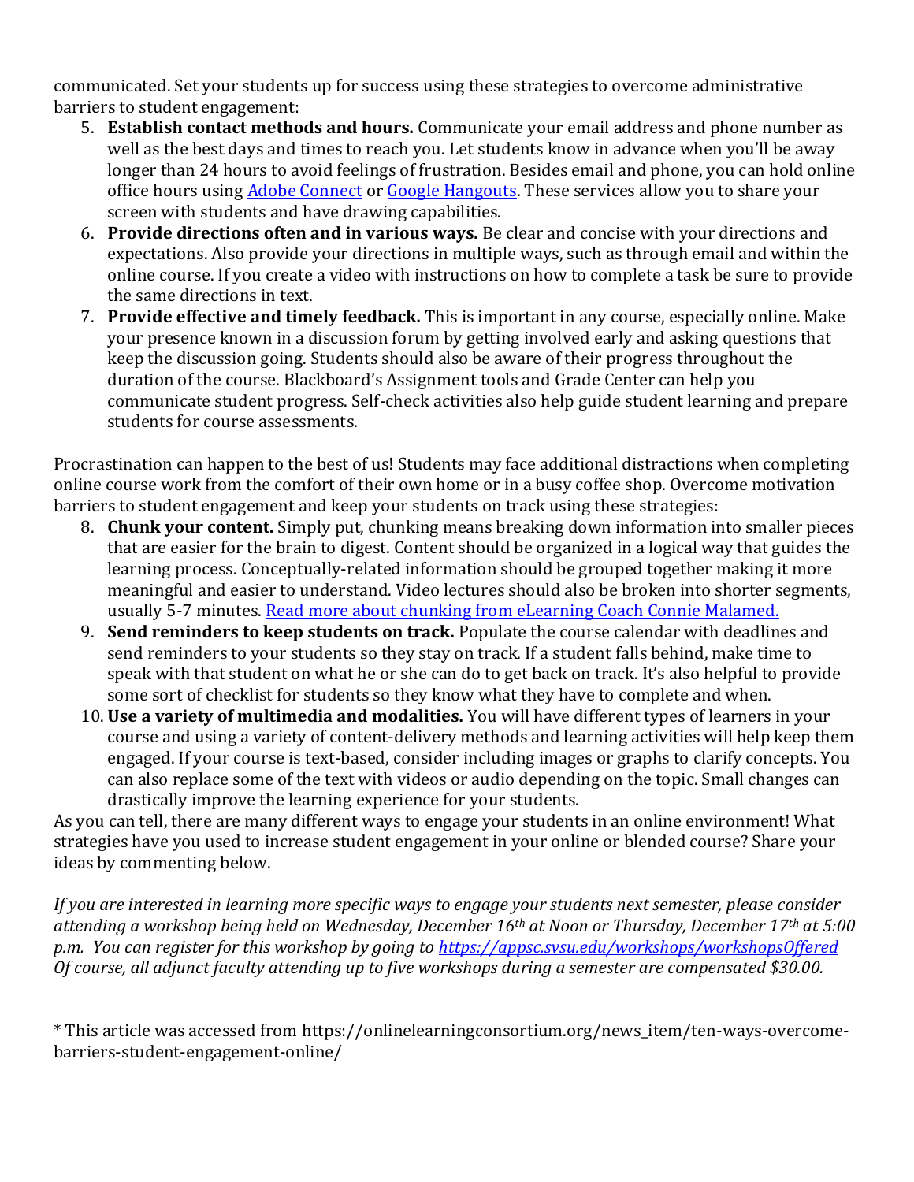communicated. Set your students up for success using these strategies to overcome administrative barriers to student engagement:

5. **Establish contact methods and hours.** Communicate your email address and phone number as well as the best days and times to reach you. Let students know in advance when you'll be away longer than 24 hours to avoid feelings of frustration. Besides email and phone, you can hold online office hours using [Adobe Connect]() or [Google Hangouts](). These services allow you to share your screen with students and have drawing capabilities.
6. **Provide directions often and in various ways.** Be clear and concise with your directions and expectations. Also provide your directions in multiple ways, such as through email and within the online course. If you create a video with instructions on how to complete a task be sure to provide the same directions in text.
7. **Provide effective and timely feedback.** This is important in any course, especially online. Make your presence known in a discussion forum by getting involved early and asking questions that keep the discussion going. Students should also be aware of their progress throughout the duration of the course. Blackboard's Assignment tools and Grade Center can help you communicate student progress. Self-check activities also help guide student learning and prepare students for course assessments.

Procrastination can happen to the best of us! Students may face additional distractions when completing online course work from the comfort of their own home or in a busy coffee shop. Overcome motivation barriers to student engagement and keep your students on track using these strategies:

8. **Chunk your content.** Simply put, chunking means breaking down information into smaller pieces that are easier for the brain to digest. Content should be organized in a logical way that guides the learning process. Conceptually-related information should be grouped together making it more meaningful and easier to understand. Video lectures should also be broken into shorter segments, usually 5-7 minutes. [Read more about chunking from eLearning Coach Connie Malamed.]()
9. **Send reminders to keep students on track.** Populate the course calendar with deadlines and send reminders to your students so they stay on track. If a student falls behind, make time to speak with that student on what he or she can do to get back on track. It's also helpful to provide some sort of checklist for students so they know what they have to complete and when.
10. **Use a variety of multimedia and modalities.** You will have different types of learners in your course and using a variety of content-delivery methods and learning activities will help keep them engaged. If your course is text-based, consider including images or graphs to clarify concepts. You can also replace some of the text with videos or audio depending on the topic. Small changes can drastically improve the learning experience for your students.

As you can tell, there are many different ways to engage your students in an online environment! What strategies have you used to increase student engagement in your online or blended course? Share your ideas by commenting below.

*If you are interested in learning more specific ways to engage your students next semester, please consider attending a workshop being held on Wednesday, December 16th at Noon or Thursday, December 17th at 5:00 p.m. You can register for this workshop by going to [https://appsc.svsu.edu/workshops/workshopsOffered](https://appsc.svsu.edu/workshops/workshopsOffered) Of course, all adjunct faculty attending up to five workshops during a semester are compensated $30.00.*

* This article was accessed from https://onlinelearningconsortium.org/news_item/ten-ways-overcome-barriers-student-engagement-online/